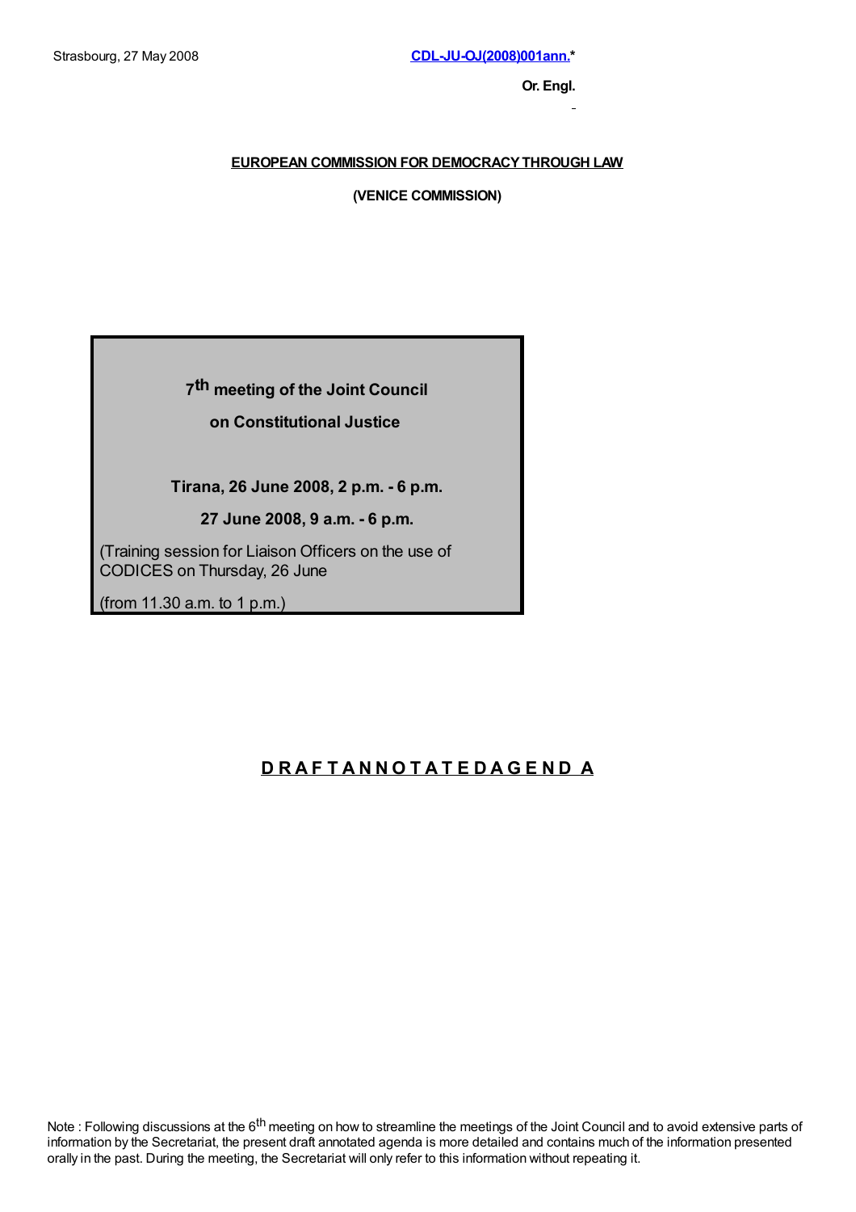Strasbourg, 27 May 2008

CDL-JU-OJ(2008)001ann.*

**Or. Engl.**

**EUROPEAN COMMISSION FOR DEMOCRACY THROUGH LAW**

**(VENICE COMMISSION)**

**7th meeting of the Joint Council**

**on Constitutional Justice**

**Tirana, 26 June 2008, 2 p.m. - 6 p.m.**

**27 June 2008, 9 a.m. - 6 p.m.**

(Training session for Liaison Officers on the use of CODICES on Thursday, 26 June

(from 11.30 a.m. to 1 p.m.)

# DRAFT ANNOTATED AGENDA

Note : Following discussions at the 6th meeting on how to streamline the meetings of the Joint Council and to avoid extensive parts of information by the Secretariat, the present draft annotated agenda is more detailed and contains much of the information presented orally in the past. During the meeting, the Secretariat will only refer to this information without repeating it.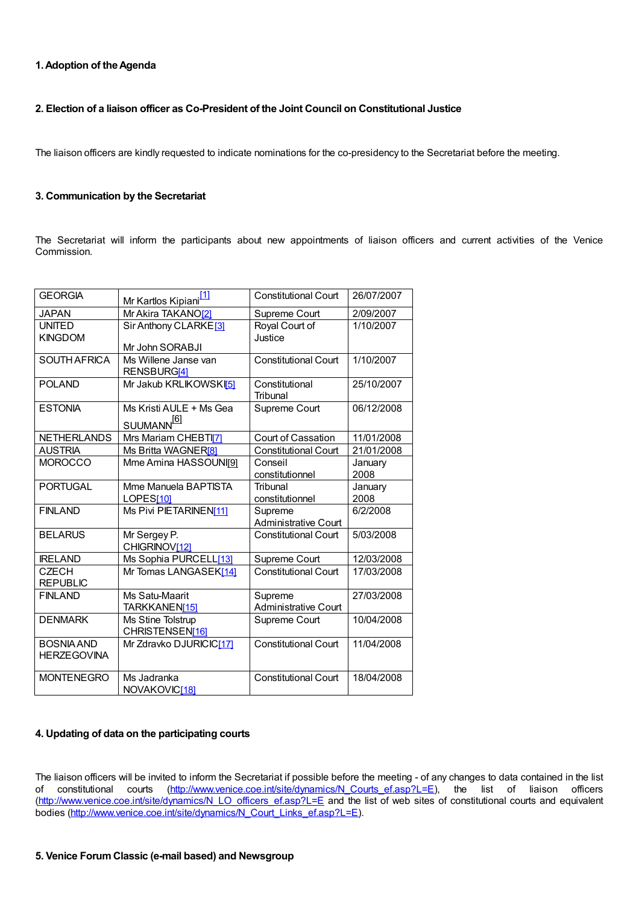**1. Adoption of the Agenda**

**2. Election of a liaison officer as Co-President of the Joint Council on Constitutional Justice**

The liaison officers are kindly requested to indicate nominations for the co-presidency to the Secretariat before the meeting.

**3. Communication by the Secretariat**

The Secretariat will inform the participants about new appointments of liaison officers and current activities of the Venice Commission.

| | | | |
|---|---|---|---|
| GEORGIA | Mr Kartlos Kipiani[1] | Constitutional Court | 26/07/2007 |
| JAPAN | Mr Akira TAKANO[2] | Supreme Court | 2/09/2007 |
| UNITED KINGDOM | Sir Anthony CLARKE[3]<br><br>Mr John SORABJI | Royal Court of Justice | 1/10/2007 |
| SOUTH AFRICA | Ms Willene Janse van RENSBURG[4] | Constitutional Court | 1/10/2007 |
| POLAND | Mr Jakub KRLIKOWSKI[5] | Constitutional Tribunal | 25/10/2007 |
| ESTONIA | Ms Kristi AULE + Ms Gea SUUMANN[6] | Supreme Court | 06/12/2008 |
| NETHERLANDS | Mrs Mariam CHEBTI[7] | Court of Cassation | 11/01/2008 |
| AUSTRIA | Ms Britta WAGNER[8] | Constitutional Court | 21/01/2008 |
| MOROCCO | Mme Amina HASSOUNI[9] | Conseil constitutionnel | January 2008 |
| PORTUGAL | Mme Manuela BAPTISTA LOPES[10] | Tribunal constitutionnel | January 2008 |
| FINLAND | Ms Pivi PIETARINEN[11] | Supreme Administrative Court | 6/2/2008 |
| BELARUS | Mr Sergey P. CHIGRINOV[12] | Constitutional Court | 5/03/2008 |
| IRELAND | Ms Sophia PURCELL[13] | Supreme Court | 12/03/2008 |
| CZECH REPUBLIC | Mr Tomas LANGASEK[14] | Constitutional Court | 17/03/2008 |
| FINLAND | Ms Satu-Maarit TARKKANEN[15] | Supreme Administrative Court | 27/03/2008 |
| DENMARK | Ms Stine Tolstrup CHRISTENSEN[16] | Supreme Court | 10/04/2008 |
| BOSNIA AND HERZEGOVINA | Mr Zdravko DJURICIC[17] | Constitutional Court | 11/04/2008 |
| MONTENEGRO | Ms Jadranka NOVAKOVIC[18] | Constitutional Court | 18/04/2008 |

**4. Updating of data on the participating courts**

The liaison officers will be invited to inform the Secretariat if possible before the meeting - of any changes to data contained in the list of constitutional courts (http://www.venice.coe.int/site/dynamics/N_Courts_ef.asp?L=E), the list of liaison officers (http://www.venice.coe.int/site/dynamics/N_LO_officers_ef.asp?L=E and the list of web sites of constitutional courts and equivalent bodies (http://www.venice.coe.int/site/dynamics/N_Court_Links_ef.asp?L=E).

**5. Venice Forum Classic (e-mail based) and Newsgroup**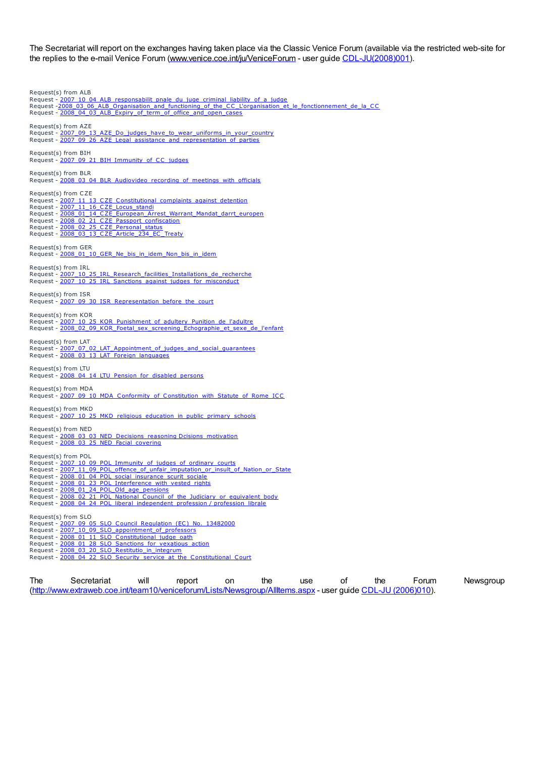The Secretariat will report on the exchanges having taken place via the Classic Venice Forum (available via the restricted web-site for the replies to the e-mail Venice Forum (www.venice.coe.int/ju/VeniceForum - user guide CDL-JU(2008)001).

Request(s) from ALB
Request - 2007_10_04_ALB_responsabilit_pnale_du_juge_criminal_liability_of_a_judge
Request -2008_03_06_ALB_Organisation_and_functioning_of_the_CC_L'organisation_et_le_fonctionnement_de_la_CC
Request - 2008_04_03_ALB_Expiry_of_term_of_office_and_open_cases

Request(s) from AZE
Request - 2007_09_13_AZE_Do_judges_have_to_wear_uniforms_in_your_country
Request - 2007_09_26_AZE_Legal_assistance_and_representation_of_parties

Request(s) from BIH
Request - 2007_09_21_BIH_Immunity_of_CC_judges

Request(s) from BLR
Request - 2008_03_04_BLR_Audiovideo_recording_of_meetings_with_officials

Request(s) from CZE
Request - 2007_11_13_CZE_Constitutional_complaints_against_detention
Request - 2007_11_16_CZE_Locus_standi
Request - 2008_01_14_CZE_European_Arrest_Warrant_Mandat_darrt_europen
Request - 2008_02_21_CZE_Passport_confiscation
Request - 2008_02_25_CZE_Personal_status
Request - 2008_03_13_CZE_Article_234_EC_Treaty

Request(s) from GER
Request - 2008_01_10_GER_Ne_bis_in_idem_Non_bis_in_idem

Request(s) from IRL
Request - 2007_10_25_IRL_Research_facilities_Installations_de_recherche
Request - 2007_10_25_IRL_Sanctions_against_judges_for_misconduct

Request(s) from ISR
Request - 2007_09_30_ISR_Representation_before_the_court

Request(s) from KOR
Request - 2007_10_25_KOR_Punishment_of_adultery_Punition_de_l'adultre
Request - 2008_02_09_KOR_Foetal_sex_screening_Echographie_et_sexe_de_l'enfant

Request(s) from LAT
Request - 2007_07_02_LAT_Appointment_of_judges_and_social_guarantees
Request - 2008_03_13_LAT_Foreign_languages

Request(s) from LTU
Request - 2008_04_14_LTU_Pension_for_disabled_persons

Request(s) from MDA
Request - 2007_09_10_MDA_Conformity_of_Constitution_with_Statute_of_Rome_ICC

Request(s) from MKD
Request - 2007_10_25_MKD_religious_education_in_public_primary_schools

Request(s) from NED
Request - 2008_03_03_NED_Decisions_reasoning_Dcisions_motivation
Request - 2008_03_25_NED_Facial_covering

Request(s) from POL
Request - 2007_10_09_POL_Immunity_of_judges_of_ordinary_courts
Request - 2007_11_09_POL_offence_of_unfair_imputation_or_insult_of_Nation_or_State
Request - 2008_01_04_POL_social_insurance_scurit_sociale
Request - 2008_01_23_POL_Interference_with_vested_rights
Request - 2008_01_24_POL_Old_age_pensions
Request - 2008_02_21_POL_National_Council_of_the_Judiciary_or_equivalent_body
Request - 2008_04_24_POL_liberal_independent_profession / profession_librale

Request(s) from SLO
Request - 2007_09_05_SLO_Council_Regulation_(EC)_No._13482000
Request - 2007_10_09_SLO_appointment_of_professors
Request - 2008_01_11_SLO_Constitutional_judge_oath
Request - 2008_01_28_SLO_Sanctions_for_vexatious_action
Request - 2008_03_20_SLO_Restitutio_in_integrum
Request - 2008_04_22_SLO_Security_service_at_the_Constitutional_Court

The Secretariat will report on the use of the Forum Newsgroup (http://www.extraweb.coe.int/team10/veniceforum/Lists/Newsgroup/AllItems.aspx - user guide CDL-JU (2006)010).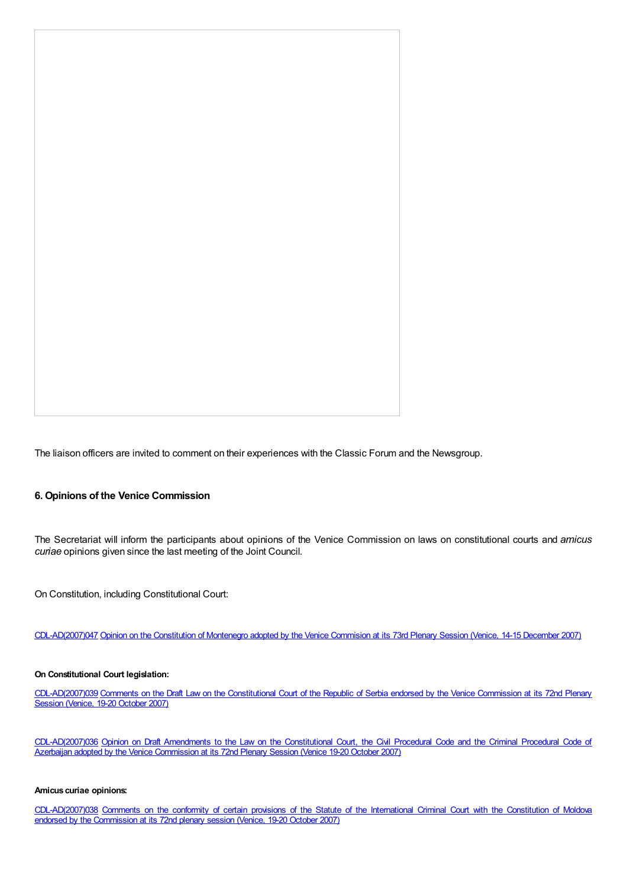The liaison officers are invited to comment on their experiences with the Classic Forum and the Newsgroup.

## 6. Opinions of the Venice Commission

The Secretariat will inform the participants about opinions of the Venice Commission on laws on constitutional courts and *amicus curiae* opinions given since the last meeting of the Joint Council.

On Constitution, including Constitutional Court:

CDL-AD(2007)047 Opinion on the Constitution of Montenegro adopted by the Venice Commision at its 73rd Plenary Session (Venice, 14-15 December 2007)

**On Constitutional Court legislation:**

CDL-AD(2007)039 Comments on the Draft Law on the Constitutional Court of the Republic of Serbia endorsed by the Venice Commission at its 72nd Plenary Session (Venice, 19-20 October 2007)

CDL-AD(2007)036 Opinion on Draft Amendments to the Law on the Constitutional Court, the Civil Procedural Code and the Criminal Procedural Code of Azerbaijan adopted by the Venice Commission at its 72nd Plenary Session (Venice 19-20 October 2007)

**Amicus curiae opinions:**

CDL-AD(2007)038 Comments on the conformity of certain provisions of the Statute of the International Criminal Court with the Constitution of Moldova endorsed by the Commission at its 72nd plenary session (Venice, 19-20 October 2007)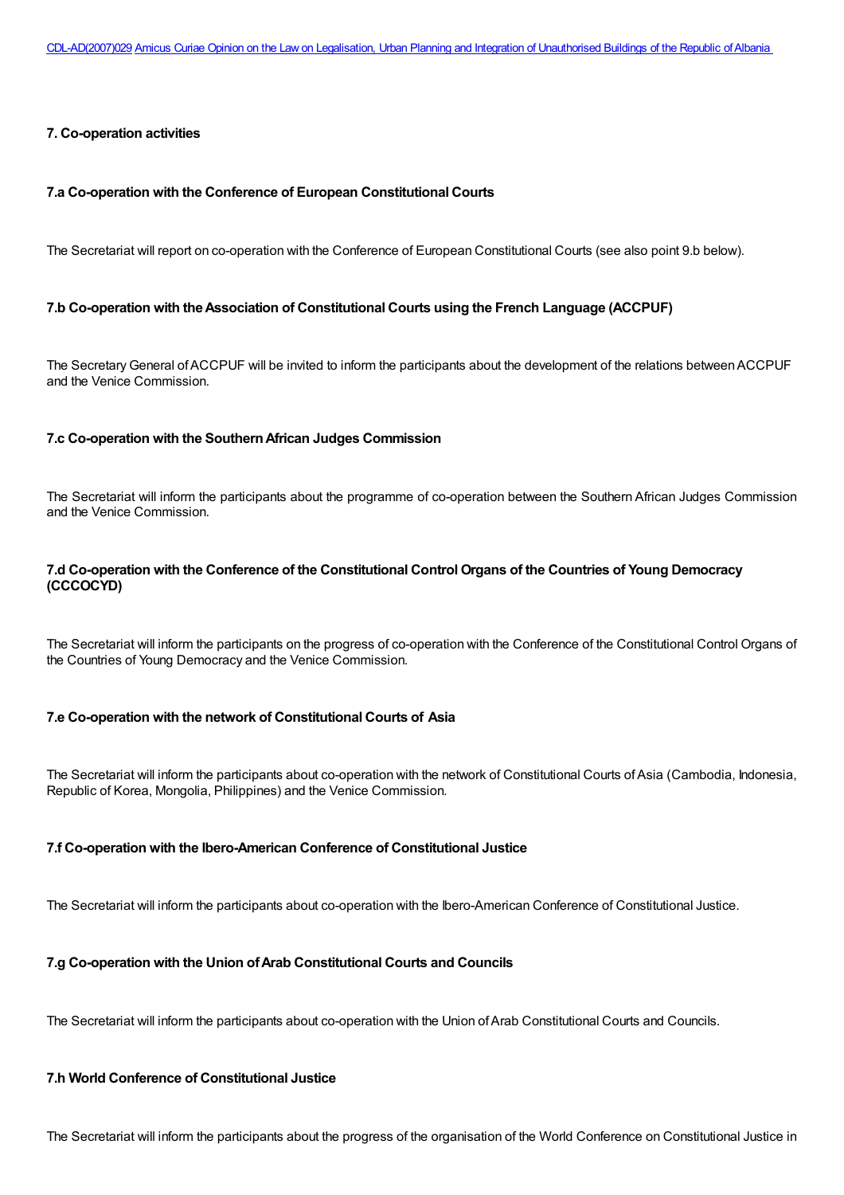CDL-AD(2007)029 Amicus Curiae Opinion on the Law on Legalisation, Urban Planning and Integration of Unauthorised Buildings of the Republic of Albania

## 7. Co-operation activities

### 7.a Co-operation with the Conference of European Constitutional Courts

The Secretariat will report on co-operation with the Conference of European Constitutional Courts (see also point 9.b below).

### 7.b Co-operation with the Association of Constitutional Courts using the French Language (ACCPUF)

The Secretary General of ACCPUF will be invited to inform the participants about the development of the relations between ACCPUF and the Venice Commission.

### 7.c Co-operation with the Southern African Judges Commission

The Secretariat will inform the participants about the programme of co-operation between the Southern African Judges Commission and the Venice Commission.

### 7.d Co-operation with the Conference of the Constitutional Control Organs of the Countries of Young Democracy (CCCOCYD)

The Secretariat will inform the participants on the progress of co-operation with the Conference of the Constitutional Control Organs of the Countries of Young Democracy and the Venice Commission.

### 7.e Co-operation with the network of Constitutional Courts of Asia

The Secretariat will inform the participants about co-operation with the network of Constitutional Courts of Asia (Cambodia, Indonesia, Republic of Korea, Mongolia, Philippines) and the Venice Commission.

### 7.f Co-operation with the Ibero-American Conference of Constitutional Justice

The Secretariat will inform the participants about co-operation with the Ibero-American Conference of Constitutional Justice.

### 7.g Co-operation with the Union of Arab Constitutional Courts and Councils

The Secretariat will inform the participants about co-operation with the Union of Arab Constitutional Courts and Councils.

### 7.h World Conference of Constitutional Justice

The Secretariat will inform the participants about the progress of the organisation of the World Conference on Constitutional Justice in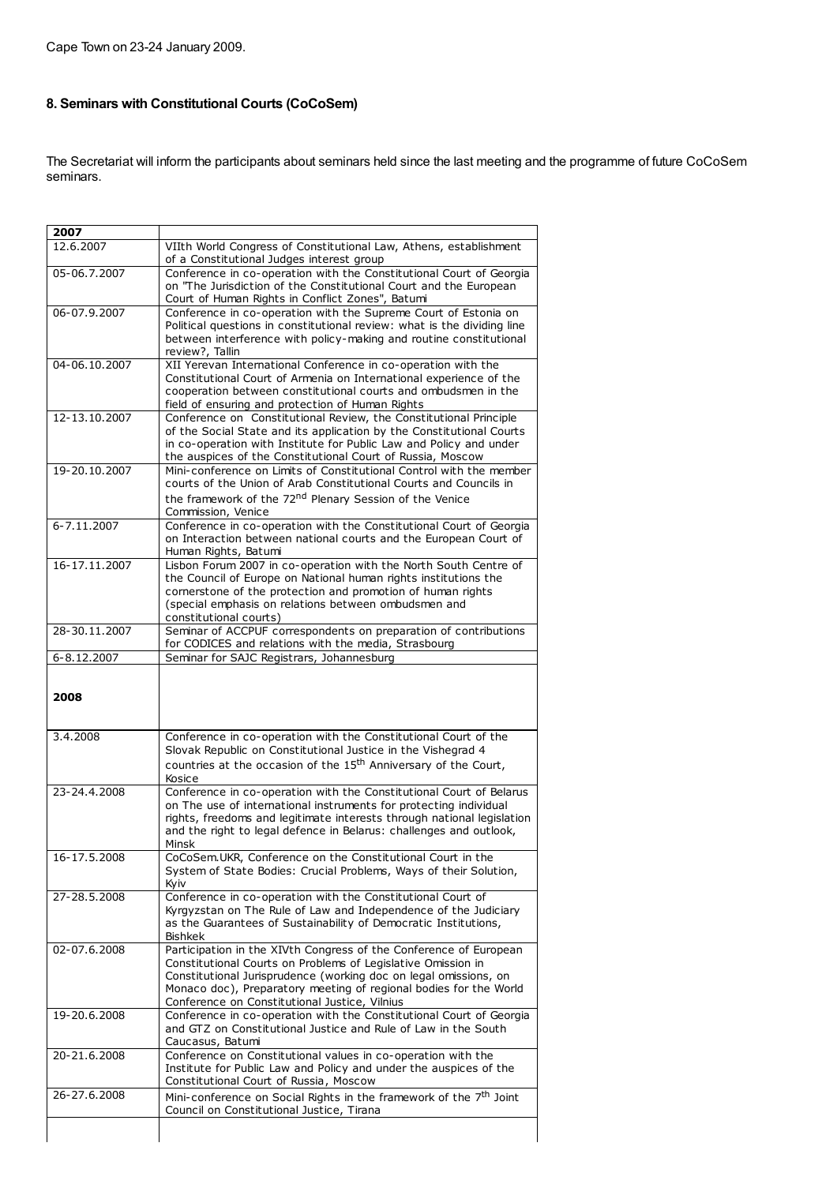Cape Town on 23-24 January 2009.

### 8. Seminars with Constitutional Courts (CoCoSem)

The Secretariat will inform the participants about seminars held since the last meeting and the programme of future CoCoSem seminars.

| **2007** | |
|---|---|
| 12.6.2007 | VIIth World Congress of Constitutional Law, Athens, establishment of a Constitutional Judges interest group |
| 05-06.7.2007 | Conference in co-operation with the Constitutional Court of Georgia on "The Jurisdiction of the Constitutional Court and the European Court of Human Rights in Conflict Zones", Batumi |
| 06-07.9.2007 | Conference in co-operation with the Supreme Court of Estonia on Political questions in constitutional review: what is the dividing line between interference with policy-making and routine constitutional review?, Tallin |
| 04-06.10.2007 | XII Yerevan International Conference in co-operation with the Constitutional Court of Armenia on International experience of the cooperation between constitutional courts and ombudsmen in the field of ensuring and protection of Human Rights |
| 12-13.10.2007 | Conference on Constitutional Review, the Constitutional Principle of the Social State and its application by the Constitutional Courts in co-operation with Institute for Public Law and Policy and under the auspices of the Constitutional Court of Russia, Moscow |
| 19-20.10.2007 | Mini-conference on Limits of Constitutional Control with the member courts of the Union of Arab Constitutional Courts and Councils in the framework of the 72nd Plenary Session of the Venice Commission, Venice |
| 6-7.11.2007 | Conference in co-operation with the Constitutional Court of Georgia on Interaction between national courts and the European Court of Human Rights, Batumi |
| 16-17.11.2007 | Lisbon Forum 2007 in co-operation with the North South Centre of the Council of Europe on National human rights institutions the cornerstone of the protection and promotion of human rights (special emphasis on relations between ombudsmen and constitutional courts) |
| 28-30.11.2007 | Seminar of ACCPUF correspondents on preparation of contributions for CODICES and relations with the media, Strasbourg |
| 6-8.12.2007 | Seminar for SAJC Registrars, Johannesburg |
| **2008** | |
| 3.4.2008 | Conference in co-operation with the Constitutional Court of the Slovak Republic on Constitutional Justice in the Vishegrad 4 countries at the occasion of the 15th Anniversary of the Court, Kosice |
| 23-24.4.2008 | Conference in co-operation with the Constitutional Court of Belarus on The use of international instruments for protecting individual rights, freedoms and legitimate interests through national legislation and the right to legal defence in Belarus: challenges and outlook, Minsk |
| 16-17.5.2008 | CoCoSem.UKR, Conference on the Constitutional Court in the System of State Bodies: Crucial Problems, Ways of their Solution, Kyiv |
| 27-28.5.2008 | Conference in co-operation with the Constitutional Court of Kyrgyzstan on The Rule of Law and Independence of the Judiciary as the Guarantees of Sustainability of Democratic Institutions, Bishkek |
| 02-07.6.2008 | Participation in the XIVth Congress of the Conference of European Constitutional Courts on Problems of Legislative Omission in Constitutional Jurisprudence (working doc on legal omissions, on Monaco doc), Preparatory meeting of regional bodies for the World Conference on Constitutional Justice, Vilnius |
| 19-20.6.2008 | Conference in co-operation with the Constitutional Court of Georgia and GTZ on Constitutional Justice and Rule of Law in the South Caucasus, Batumi |
| 20-21.6.2008 | Conference on Constitutional values in co-operation with the Institute for Public Law and Policy and under the auspices of the Constitutional Court of Russia, Moscow |
| 26-27.6.2008 | Mini-conference on Social Rights in the framework of the 7th Joint Council on Constitutional Justice, Tirana |
| | |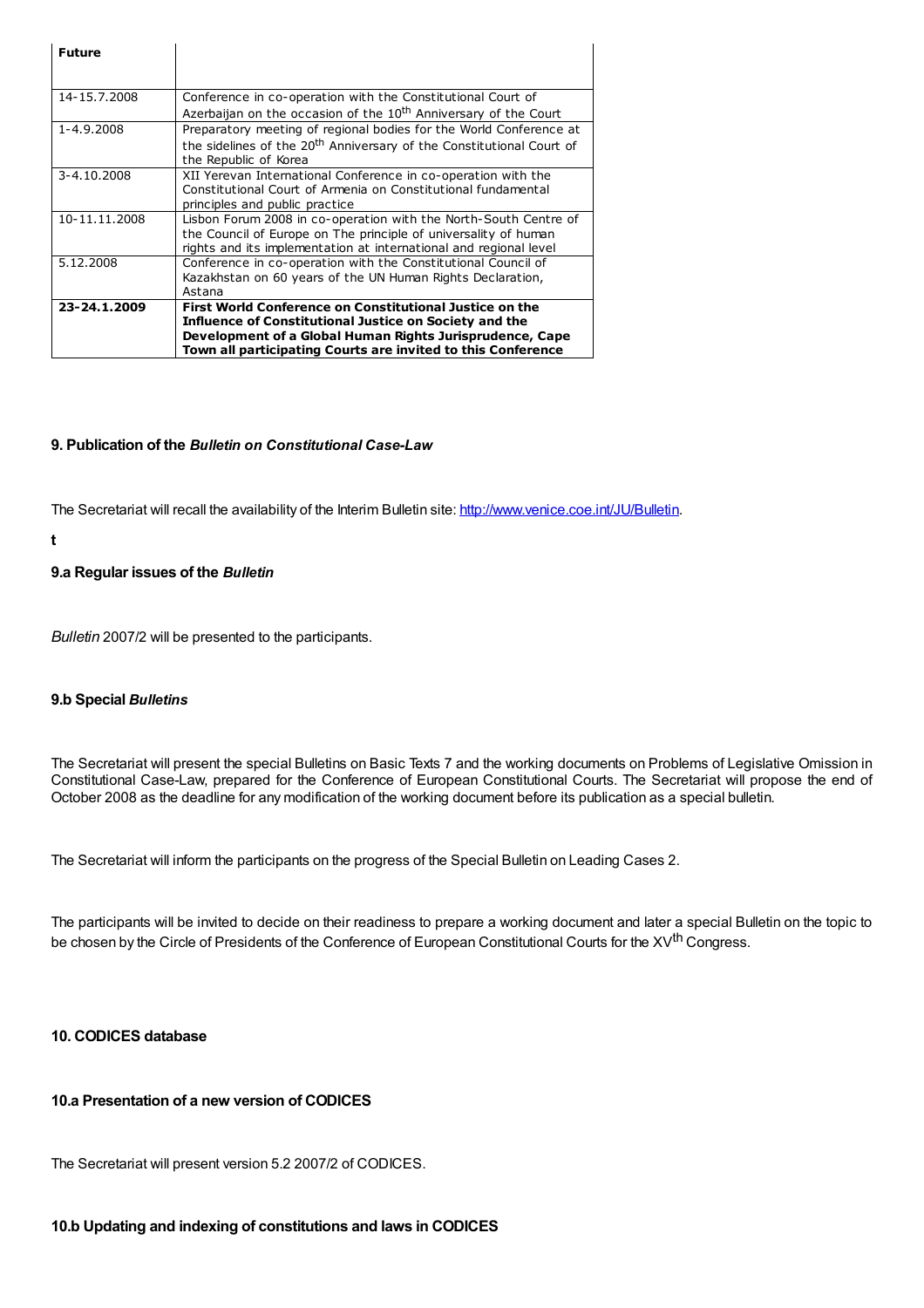| **Future** | |
|---|---|
| 14-15.7.2008 | Conference in co-operation with the Constitutional Court of Azerbaijan on the occasion of the 10th Anniversary of the Court |
| 1-4.9.2008 | Preparatory meeting of regional bodies for the World Conference at the sidelines of the 20th Anniversary of the Constitutional Court of the Republic of Korea |
| 3-4.10.2008 | XII Yerevan International Conference in co-operation with the Constitutional Court of Armenia on Constitutional fundamental principles and public practice |
| 10-11.11.2008 | Lisbon Forum 2008 in co-operation with the North-South Centre of the Council of Europe on The principle of universality of human rights and its implementation at international and regional level |
| 5.12.2008 | Conference in co-operation with the Constitutional Council of Kazakhstan on 60 years of the UN Human Rights Declaration, Astana |
| **23-24.1.2009** | **First World Conference on Constitutional Justice on the Influence of Constitutional Justice on Society and the Development of a Global Human Rights Jurisprudence, Cape Town all participating Courts are invited to this Conference** |

### 9. Publication of the *Bulletin on Constitutional Case-Law*

The Secretariat will recall the availability of the Interim Bulletin site: http://www.venice.coe.int/JU/Bulletin.

t

#### 9.a Regular issues of the *Bulletin*

*Bulletin* 2007/2 will be presented to the participants.

#### 9.b Special *Bulletins*

The Secretariat will present the special Bulletins on Basic Texts 7 and the working documents on Problems of Legislative Omission in Constitutional Case-Law, prepared for the Conference of European Constitutional Courts. The Secretariat will propose the end of October 2008 as the deadline for any modification of the working document before its publication as a special bulletin.

The Secretariat will inform the participants on the progress of the Special Bulletin on Leading Cases 2.

The participants will be invited to decide on their readiness to prepare a working document and later a special Bulletin on the topic to be chosen by the Circle of Presidents of the Conference of European Constitutional Courts for the XVth Congress.

### 10. CODICES database

#### 10.a Presentation of a new version of CODICES

The Secretariat will present version 5.2 2007/2 of CODICES.

#### 10.b Updating and indexing of constitutions and laws in CODICES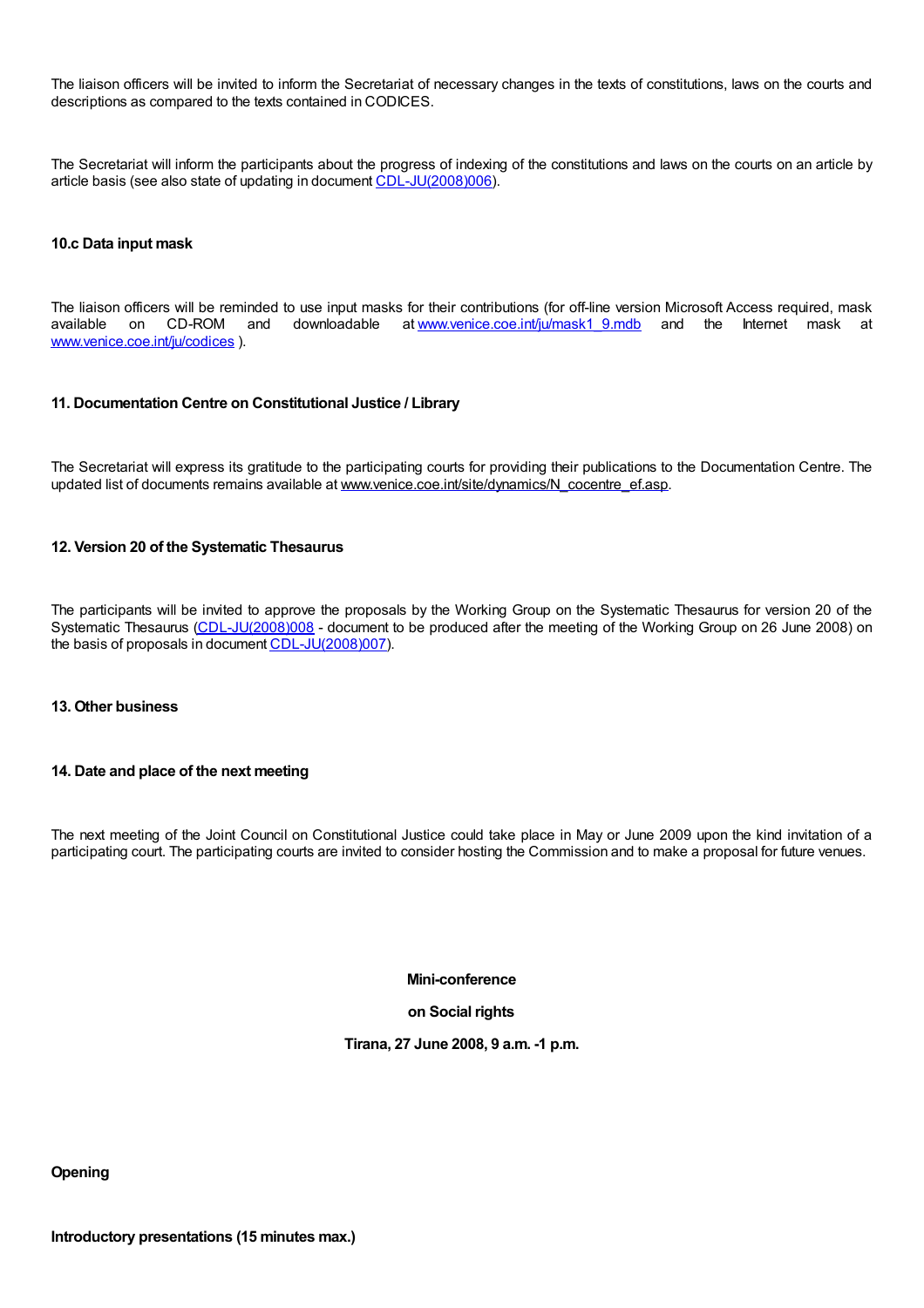The liaison officers will be invited to inform the Secretariat of necessary changes in the texts of constitutions, laws on the courts and descriptions as compared to the texts contained in CODICES.

The Secretariat will inform the participants about the progress of indexing of the constitutions and laws on the courts on an article by article basis (see also state of updating in document CDL-JU(2008)006).

**10.c Data input mask**

The liaison officers will be reminded to use input masks for their contributions (for off-line version Microsoft Access required, mask available on CD-ROM and downloadable at www.venice.coe.int/ju/mask1_9.mdb and the Internet mask at www.venice.coe.int/ju/codices ).

**11. Documentation Centre on Constitutional Justice / Library**

The Secretariat will express its gratitude to the participating courts for providing their publications to the Documentation Centre. The updated list of documents remains available at www.venice.coe.int/site/dynamics/N_cocentre_ef.asp.

**12. Version 20 of the Systematic Thesaurus**

The participants will be invited to approve the proposals by the Working Group on the Systematic Thesaurus for version 20 of the Systematic Thesaurus (CDL-JU(2008)008 - document to be produced after the meeting of the Working Group on 26 June 2008) on the basis of proposals in document CDL-JU(2008)007).

**13. Other business**

**14. Date and place of the next meeting**

The next meeting of the Joint Council on Constitutional Justice could take place in May or June 2009 upon the kind invitation of a participating court. The participating courts are invited to consider hosting the Commission and to make a proposal for future venues.

**Mini-conference**

**on Social rights**

**Tirana, 27 June 2008, 9 a.m. -1 p.m.**

**Opening**

**Introductory presentations (15 minutes max.)**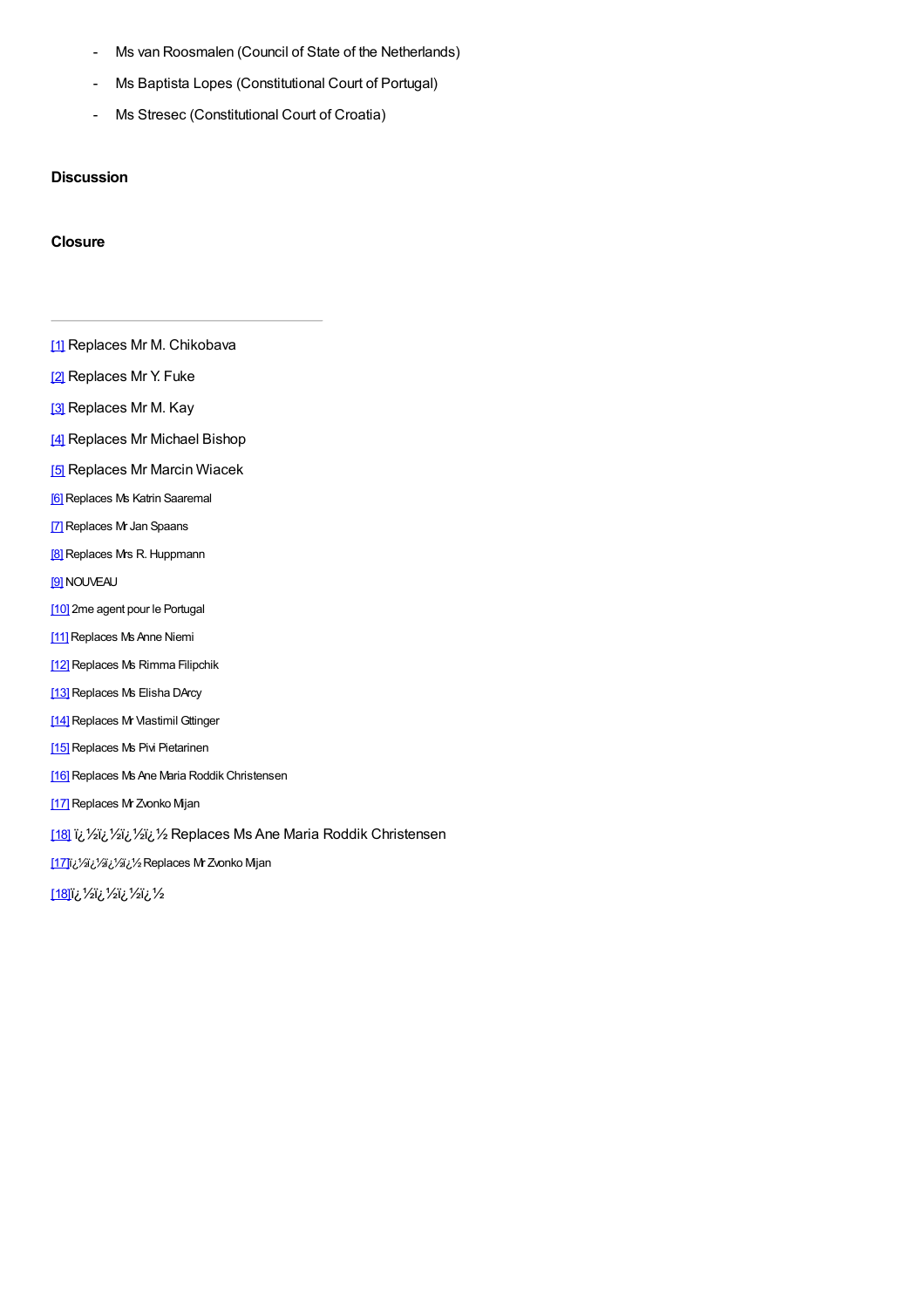- Ms van Roosmalen (Council of State of the Netherlands)
- Ms Baptista Lopes (Constitutional Court of Portugal)
- Ms Stresec (Constitutional Court of Croatia)

**Discussion**

**Closure**

---

[1] Replaces Mr M. Chikobava

[2] Replaces Mr Y. Fuke

[3] Replaces Mr M. Kay

[4] Replaces Mr Michael Bishop

[5] Replaces Mr Marcin Wiacek

[6] Replaces Ms Katrin Saaremal

[7] Replaces Mr Jan Spaans

[8] Replaces Mrs R. Huppmann

[9] NOUVEAU

[10] 2me agent pour le Portugal

[11] Replaces Ms Anne Niemi

[12] Replaces Ms Rimma Filipchik

[13] Replaces Ms Elisha DArcy

[14] Replaces Mr Vlastimil Gttinger

[15] Replaces Ms Pivi Pietarinen

[16] Replaces Ms Ane Maria Roddik Christensen

[17] Replaces Mr Zvonko Mijan

[18] ï¿½ï¿½ï¿½ï¿½ Replaces Ms Ane Maria Roddik Christensen

[17]ï¿½ï¿½ï¿½ï¿½ Replaces Mr Zvonko Mijan

[18]ï¿½ï¿½ï¿½ï¿½